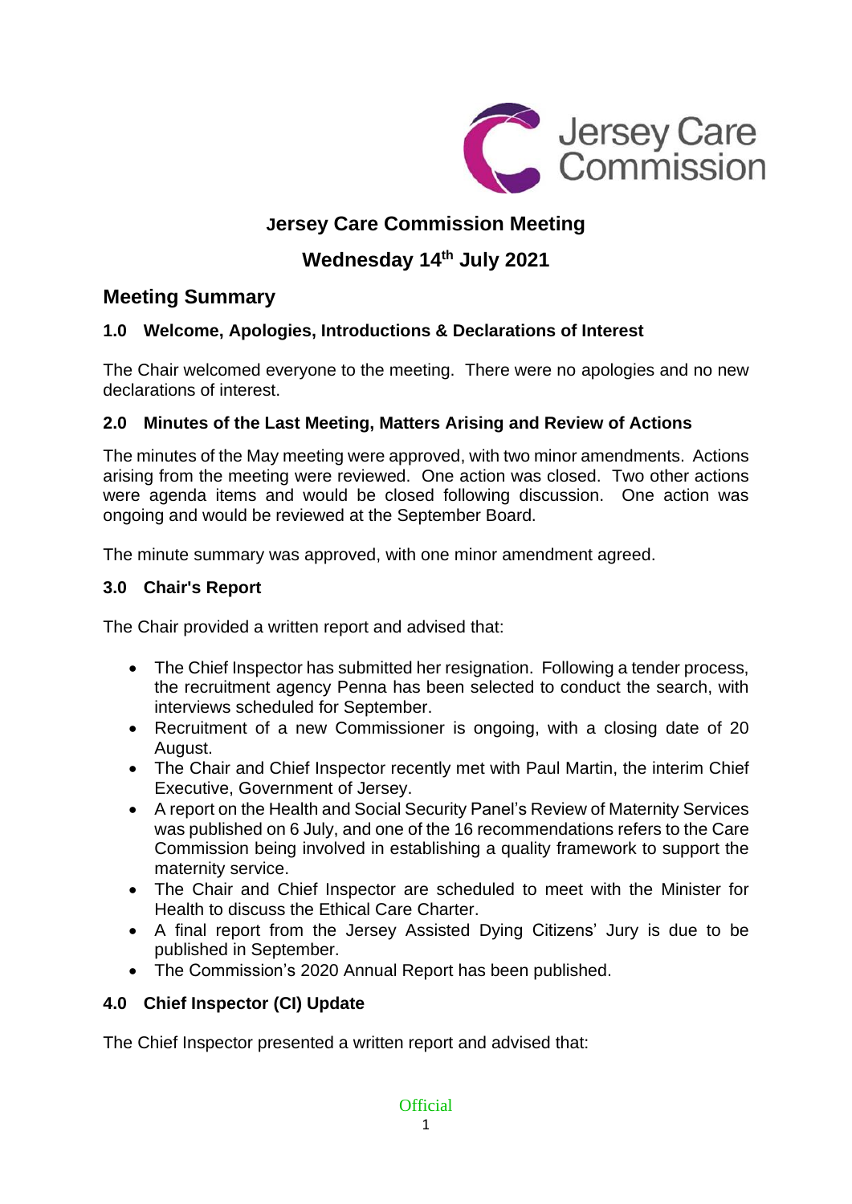# Jersey Care Commission Meeting

## Wednesday 14th July 2021

## Meeting Summary

### 1.0 Welcome, Apologies, Introductions & Declarations of Interest

The Chair welcomed everyone to the meeting. There were no apologies and no new declarations of interest.

### 2.0 Minutes of the Last Meeting, Matters Arising and Review of Actions

The minutes of the May meeting were approved, with two minor amendments. Actions arising from the meeting were reviewed. One action was closed. Two other actions were agenda items and would be closed following discussion. One action was ongoing and would be reviewed at the September Board.

The minute summary was approved, with one minor amendment agreed.

### 3.0 Chair's Report

The Chair provided a written report and advised that:

- The Chief Inspector has submitted her resignation. Following a tender process, the recruitment agency Penna has been selected to conduct the search, with interviews scheduled for September.
- Recruitment of a new Commissioner is ongoing, with a closing date of 20 August.
- The Chair and Chief Inspector recently met with Paul Martin, the interim Chief Executive, Government of Jersey.
- A report on the Health and Social Security Panel's Review of Maternity Services was published on 6 July, and one of the 16 recommendations refers to the Care Commission being involved in establishing a quality framework to support the maternity service.
- The Chair and Chief Inspector are scheduled to meet with the Minister for Health to discuss the Ethical Care Charter.
- A final report from the Jersey Assisted Dying Citizens' Jury is due to be published in September.
- The Commission's 2020 Annual Report has been published.

### 4.0 Chief Inspector (CI) Update

The Chief Inspector presented a written report and advised that: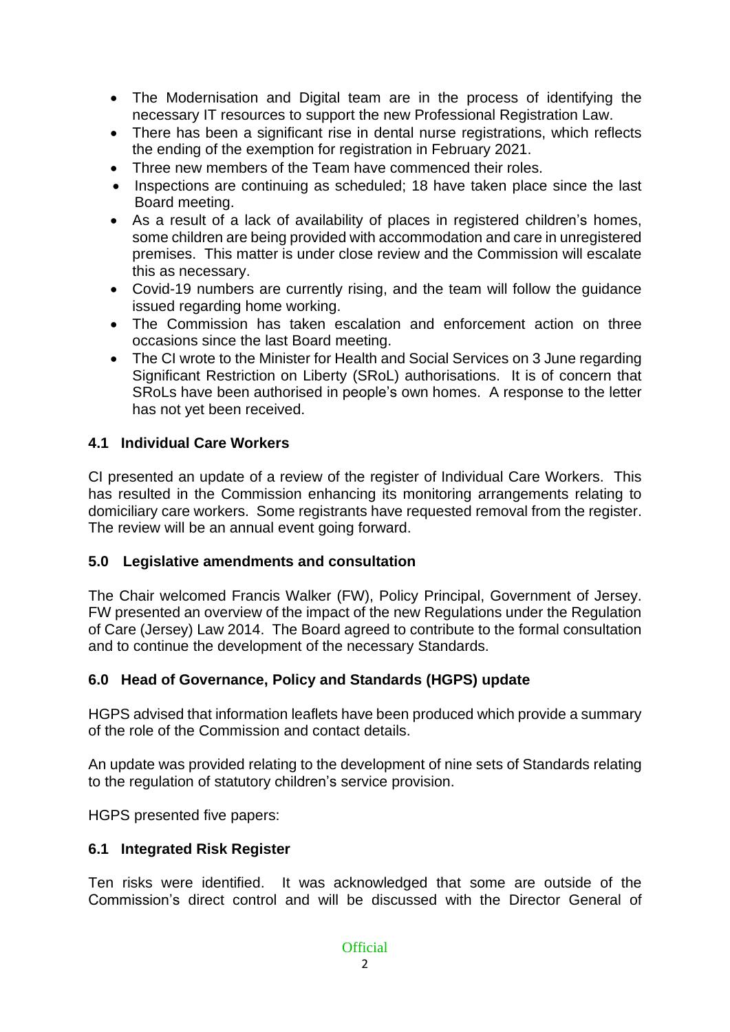- The Modernisation and Digital team are in the process of identifying the necessary IT resources to support the new Professional Registration Law.
- There has been a significant rise in dental nurse registrations, which reflects the ending of the exemption for registration in February 2021.
- Three new members of the Team have commenced their roles.
- Inspections are continuing as scheduled; 18 have taken place since the last Board meeting.
- As a result of a lack of availability of places in registered children's homes, some children are being provided with accommodation and care in unregistered premises. This matter is under close review and the Commission will escalate this as necessary.
- Covid-19 numbers are currently rising, and the team will follow the guidance issued regarding home working.
- The Commission has taken escalation and enforcement action on three occasions since the last Board meeting.
- The CI wrote to the Minister for Health and Social Services on 3 June regarding Significant Restriction on Liberty (SRoL) authorisations. It is of concern that SRoLs have been authorised in people's own homes. A response to the letter has not yet been received.

### 4.1 Individual Care Workers

CI presented an update of a review of the register of Individual Care Workers. This has resulted in the Commission enhancing its monitoring arrangements relating to domiciliary care workers. Some registrants have requested removal from the register. The review will be an annual event going forward.

## 5.0 Legislative amendments and consultation

The Chair welcomed Francis Walker (FW), Policy Principal, Government of Jersey. FW presented an overview of the impact of the new Regulations under the Regulation of Care (Jersey) Law 2014. The Board agreed to contribute to the formal consultation and to continue the development of the necessary Standards.

## 6.0 Head of Governance, Policy and Standards (HGPS) update

HGPS advised that information leaflets have been produced which provide a summary of the role of the Commission and contact details.

An update was provided relating to the development of nine sets of Standards relating to the regulation of statutory children's service provision.

HGPS presented five papers:

### 6.1 Integrated Risk Register

Ten risks were identified. It was acknowledged that some are outside of the Commission's direct control and will be discussed with the Director General of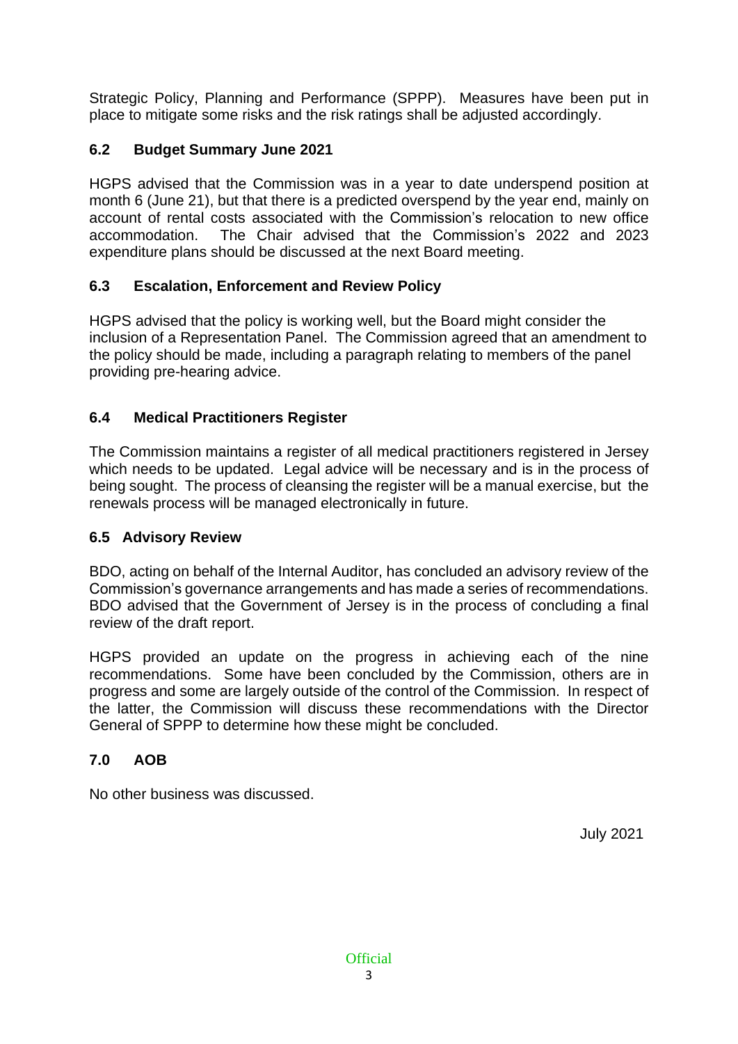Strategic Policy, Planning and Performance (SPPP). Measures have been put in place to mitigate some risks and the risk ratings shall be adjusted accordingly.

### 6.2 Budget Summary June 2021

HGPS advised that the Commission was in a year to date underspend position at month 6 (June 21), but that there is a predicted overspend by the year end, mainly on account of rental costs associated with the Commission's relocation to new office accommodation. The Chair advised that the Commission's 2022 and 2023 expenditure plans should be discussed at the next Board meeting.

### 6.3 Escalation, Enforcement and Review Policy

HGPS advised that the policy is working well, but the Board might consider the inclusion of a Representation Panel. The Commission agreed that an amendment to the policy should be made, including a paragraph relating to members of the panel providing pre-hearing advice.

### 6.4 Medical Practitioners Register

The Commission maintains a register of all medical practitioners registered in Jersey which needs to be updated. Legal advice will be necessary and is in the process of being sought. The process of cleansing the register will be a manual exercise, but the renewals process will be managed electronically in future.

### 6.5 Advisory Review

BDO, acting on behalf of the Internal Auditor, has concluded an advisory review of the Commission's governance arrangements and has made a series of recommendations. BDO advised that the Government of Jersey is in the process of concluding a final review of the draft report.

HGPS provided an update on the progress in achieving each of the nine recommendations. Some have been concluded by the Commission, others are in progress and some are largely outside of the control of the Commission. In respect of the latter, the Commission will discuss these recommendations with the Director General of SPPP to determine how these might be concluded.

### 7.0 AOB

No other business was discussed.

July 2021